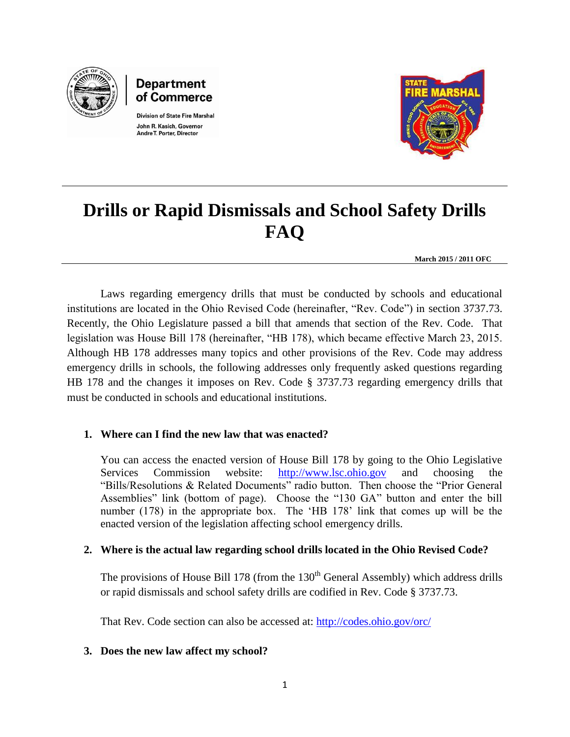Department of Commerce

Division of State Fire Marshal

John R. Kasich, Governor

Andre T. Porter, Director

# Drills or Rapid Dismissals and School Safety Drills FAQ

**March 2015 / 2011 OFC**

Laws regarding emergency drills that must be conducted by schools and educational institutions are located in the Ohio Revised Code (hereinafter, "Rev. Code") in section 3737.73. Recently, the Ohio Legislature passed a bill that amends that section of the Rev. Code. That legislation was House Bill 178 (hereinafter, "HB 178), which became effective March 23, 2015. Although HB 178 addresses many topics and other provisions of the Rev. Code may address emergency drills in schools, the following addresses only frequently asked questions regarding HB 178 and the changes it imposes on Rev. Code § 3737.73 regarding emergency drills that must be conducted in schools and educational institutions.

**1. Where can I find the new law that was enacted?**

You can access the enacted version of House Bill 178 by going to the Ohio Legislative Services Commission website: http://www.lsc.ohio.gov and choosing the "Bills/Resolutions & Related Documents" radio button. Then choose the "Prior General Assemblies" link (bottom of page). Choose the "130 GA" button and enter the bill number (178) in the appropriate box. The 'HB 178' link that comes up will be the enacted version of the legislation affecting school emergency drills.

**2. Where is the actual law regarding school drills located in the Ohio Revised Code?**

The provisions of House Bill 178 (from the 130th General Assembly) which address drills or rapid dismissals and school safety drills are codified in Rev. Code § 3737.73.

That Rev. Code section can also be accessed at: http://codes.ohio.gov/orc/

**3. Does the new law affect my school?**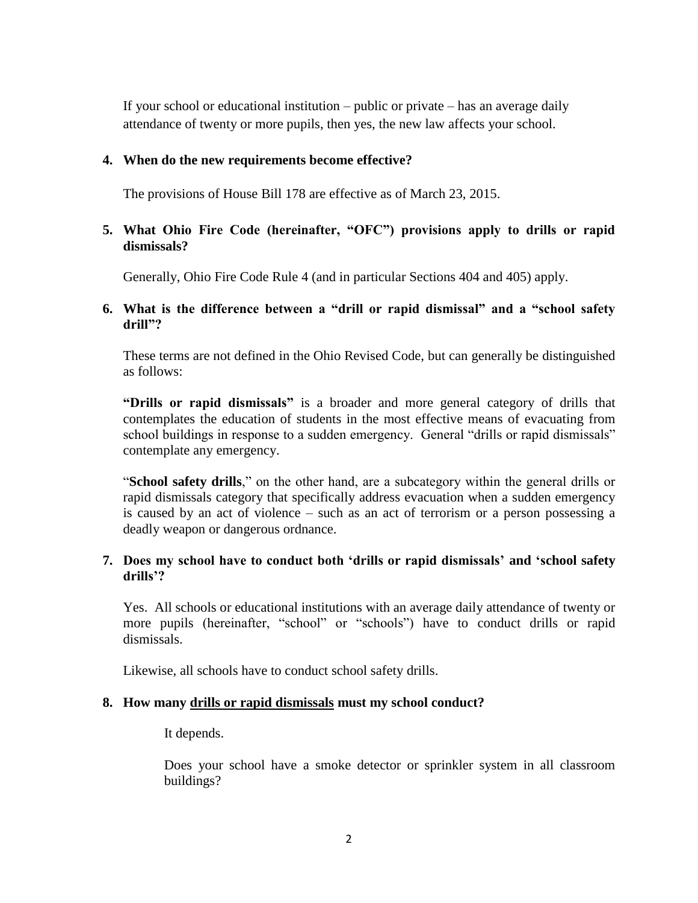If your school or educational institution – public or private – has an average daily attendance of twenty or more pupils, then yes, the new law affects your school.

**4. When do the new requirements become effective?**

The provisions of House Bill 178 are effective as of March 23, 2015.

**5. What Ohio Fire Code (hereinafter, "OFC") provisions apply to drills or rapid dismissals?**

Generally, Ohio Fire Code Rule 4 (and in particular Sections 404 and 405) apply.

**6. What is the difference between a "drill or rapid dismissal" and a "school safety drill"?**

These terms are not defined in the Ohio Revised Code, but can generally be distinguished as follows:

**"Drills or rapid dismissals"** is a broader and more general category of drills that contemplates the education of students in the most effective means of evacuating from school buildings in response to a sudden emergency. General "drills or rapid dismissals" contemplate any emergency.

"**School safety drills**," on the other hand, are a subcategory within the general drills or rapid dismissals category that specifically address evacuation when a sudden emergency is caused by an act of violence – such as an act of terrorism or a person possessing a deadly weapon or dangerous ordnance.

**7. Does my school have to conduct both 'drills or rapid dismissals' and 'school safety drills'?**

Yes. All schools or educational institutions with an average daily attendance of twenty or more pupils (hereinafter, "school" or "schools") have to conduct drills or rapid dismissals.

Likewise, all schools have to conduct school safety drills.

**8. How many <u>drills or rapid dismissals</u> must my school conduct?**

It depends.

Does your school have a smoke detector or sprinkler system in all classroom buildings?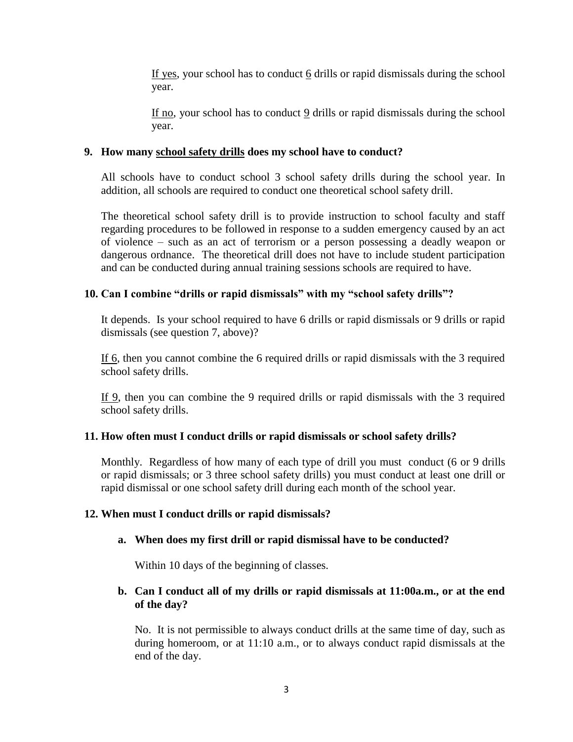<u>If yes</u>, your school has to conduct <u>6</u> drills or rapid dismissals during the school year.

<u>If no</u>, your school has to conduct <u>9</u> drills or rapid dismissals during the school year.

**9. How many <u>school safety drills</u> does my school have to conduct?**

All schools have to conduct school 3 school safety drills during the school year. In addition, all schools are required to conduct one theoretical school safety drill.

The theoretical school safety drill is to provide instruction to school faculty and staff regarding procedures to be followed in response to a sudden emergency caused by an act of violence – such as an act of terrorism or a person possessing a deadly weapon or dangerous ordnance. The theoretical drill does not have to include student participation and can be conducted during annual training sessions schools are required to have.

**10. Can I combine "drills or rapid dismissals" with my "school safety drills"?**

It depends. Is your school required to have 6 drills or rapid dismissals or 9 drills or rapid dismissals (see question 7, above)?

<u>If 6</u>, then you cannot combine the 6 required drills or rapid dismissals with the 3 required school safety drills.

<u>If 9</u>, then you can combine the 9 required drills or rapid dismissals with the 3 required school safety drills.

**11. How often must I conduct drills or rapid dismissals or school safety drills?**

Monthly. Regardless of how many of each type of drill you must conduct (6 or 9 drills or rapid dismissals; or 3 three school safety drills) you must conduct at least one drill or rapid dismissal or one school safety drill during each month of the school year.

**12. When must I conduct drills or rapid dismissals?**

**a. When does my first drill or rapid dismissal have to be conducted?**

Within 10 days of the beginning of classes.

**b. Can I conduct all of my drills or rapid dismissals at 11:00a.m., or at the end of the day?**

No. It is not permissible to always conduct drills at the same time of day, such as during homeroom, or at 11:10 a.m., or to always conduct rapid dismissals at the end of the day.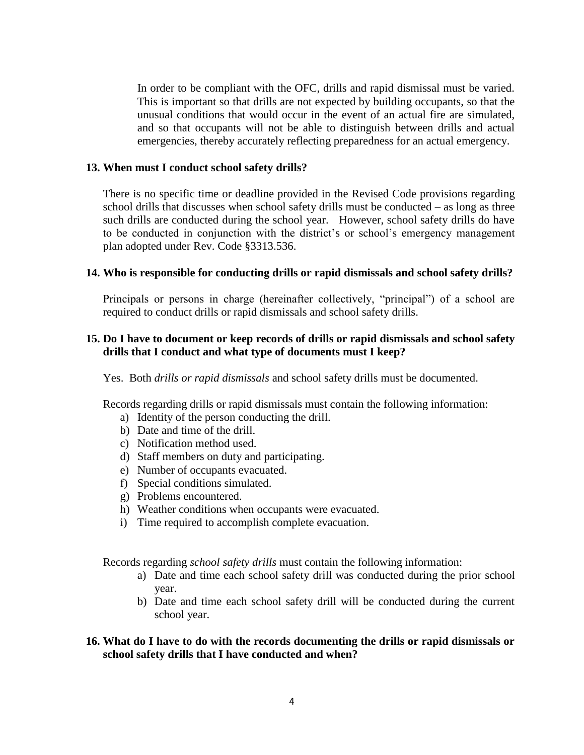In order to be compliant with the OFC, drills and rapid dismissal must be varied. This is important so that drills are not expected by building occupants, so that the unusual conditions that would occur in the event of an actual fire are simulated, and so that occupants will not be able to distinguish between drills and actual emergencies, thereby accurately reflecting preparedness for an actual emergency.

**13. When must I conduct school safety drills?**

There is no specific time or deadline provided in the Revised Code provisions regarding school drills that discusses when school safety drills must be conducted – as long as three such drills are conducted during the school year. However, school safety drills do have to be conducted in conjunction with the district's or school's emergency management plan adopted under Rev. Code §3313.536.

**14. Who is responsible for conducting drills or rapid dismissals and school safety drills?**

Principals or persons in charge (hereinafter collectively, "principal") of a school are required to conduct drills or rapid dismissals and school safety drills.

**15. Do I have to document or keep records of drills or rapid dismissals and school safety drills that I conduct and what type of documents must I keep?**

Yes. Both *drills or rapid dismissals* and school safety drills must be documented.

Records regarding drills or rapid dismissals must contain the following information:

a) Identity of the person conducting the drill.
b) Date and time of the drill.
c) Notification method used.
d) Staff members on duty and participating.
e) Number of occupants evacuated.
f) Special conditions simulated.
g) Problems encountered.
h) Weather conditions when occupants were evacuated.
i) Time required to accomplish complete evacuation.

Records regarding *school safety drills* must contain the following information:

a) Date and time each school safety drill was conducted during the prior school year.
b) Date and time each school safety drill will be conducted during the current school year.

**16. What do I have to do with the records documenting the drills or rapid dismissals or school safety drills that I have conducted and when?**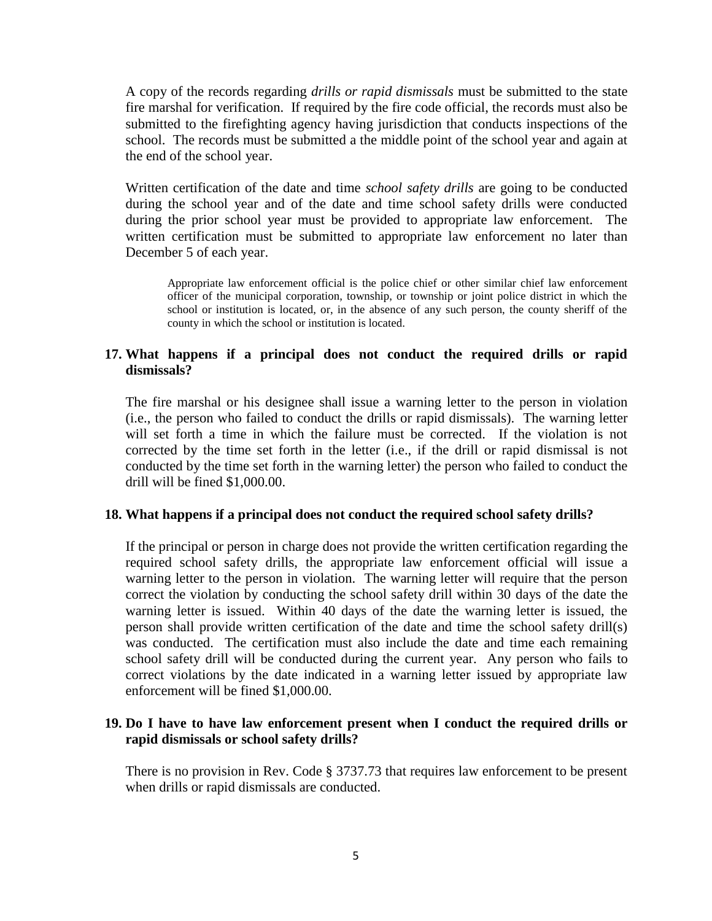A copy of the records regarding *drills or rapid dismissals* must be submitted to the state fire marshal for verification. If required by the fire code official, the records must also be submitted to the firefighting agency having jurisdiction that conducts inspections of the school. The records must be submitted a the middle point of the school year and again at the end of the school year.

Written certification of the date and time *school safety drills* are going to be conducted during the school year and of the date and time school safety drills were conducted during the prior school year must be provided to appropriate law enforcement. The written certification must be submitted to appropriate law enforcement no later than December 5 of each year.

> Appropriate law enforcement official is the police chief or other similar chief law enforcement officer of the municipal corporation, township, or township or joint police district in which the school or institution is located, or, in the absence of any such person, the county sheriff of the county in which the school or institution is located.

**17. What happens if a principal does not conduct the required drills or rapid dismissals?**

The fire marshal or his designee shall issue a warning letter to the person in violation (i.e., the person who failed to conduct the drills or rapid dismissals). The warning letter will set forth a time in which the failure must be corrected. If the violation is not corrected by the time set forth in the letter (i.e., if the drill or rapid dismissal is not conducted by the time set forth in the warning letter) the person who failed to conduct the drill will be fined $1,000.00.

**18. What happens if a principal does not conduct the required school safety drills?**

If the principal or person in charge does not provide the written certification regarding the required school safety drills, the appropriate law enforcement official will issue a warning letter to the person in violation. The warning letter will require that the person correct the violation by conducting the school safety drill within 30 days of the date the warning letter is issued. Within 40 days of the date the warning letter is issued, the person shall provide written certification of the date and time the school safety drill(s) was conducted. The certification must also include the date and time each remaining school safety drill will be conducted during the current year. Any person who fails to correct violations by the date indicated in a warning letter issued by appropriate law enforcement will be fined $1,000.00.

**19. Do I have to have law enforcement present when I conduct the required drills or rapid dismissals or school safety drills?**

There is no provision in Rev. Code § 3737.73 that requires law enforcement to be present when drills or rapid dismissals are conducted.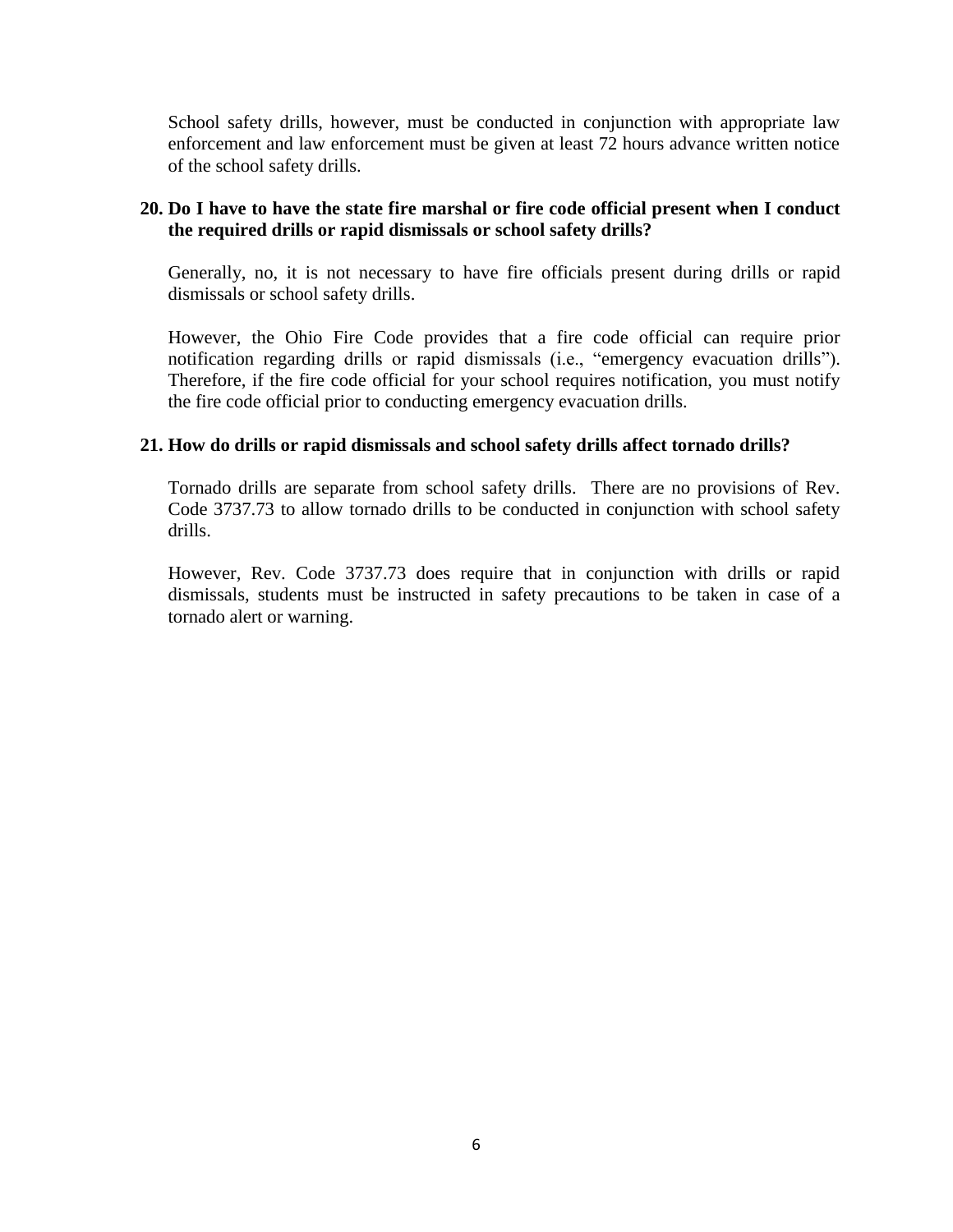School safety drills, however, must be conducted in conjunction with appropriate law enforcement and law enforcement must be given at least 72 hours advance written notice of the school safety drills.

**20. Do I have to have the state fire marshal or fire code official present when I conduct the required drills or rapid dismissals or school safety drills?**

Generally, no, it is not necessary to have fire officials present during drills or rapid dismissals or school safety drills.

However, the Ohio Fire Code provides that a fire code official can require prior notification regarding drills or rapid dismissals (i.e., "emergency evacuation drills"). Therefore, if the fire code official for your school requires notification, you must notify the fire code official prior to conducting emergency evacuation drills.

**21. How do drills or rapid dismissals and school safety drills affect tornado drills?**

Tornado drills are separate from school safety drills. There are no provisions of Rev. Code 3737.73 to allow tornado drills to be conducted in conjunction with school safety drills.

However, Rev. Code 3737.73 does require that in conjunction with drills or rapid dismissals, students must be instructed in safety precautions to be taken in case of a tornado alert or warning.